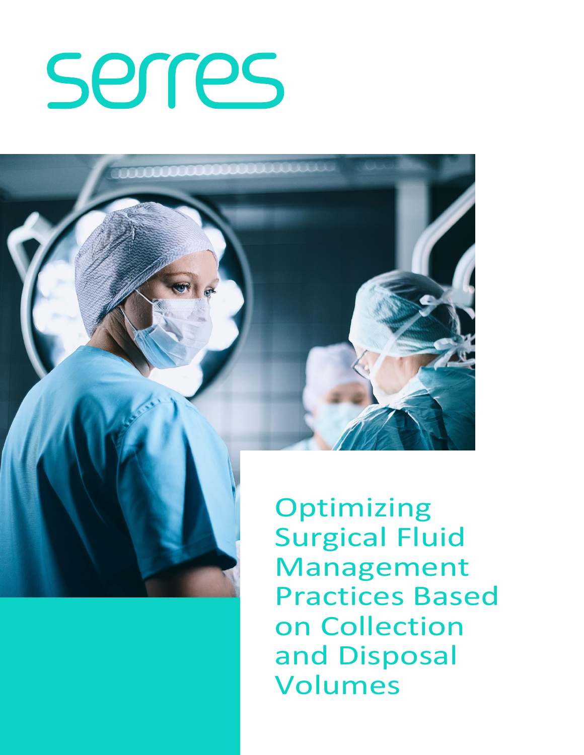serres

# Optimizing Surgical Fluid Management Practices Based on Collection and Disposal Volumes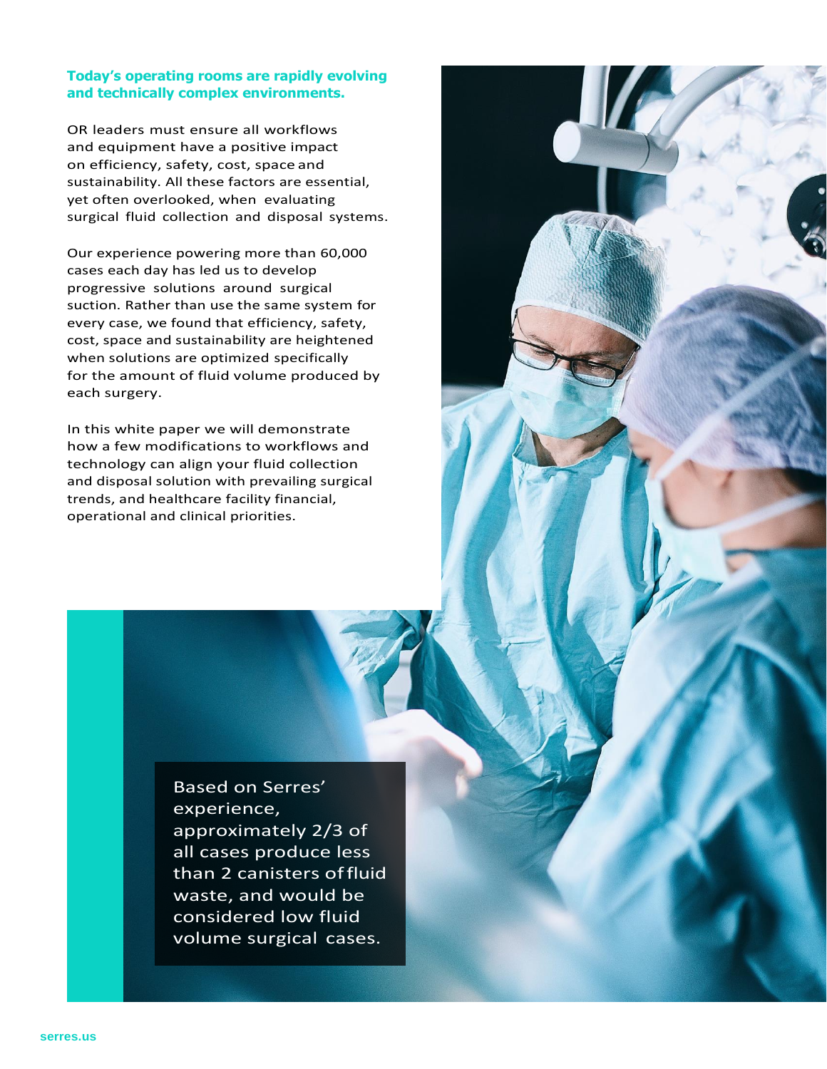**Today's operating rooms are rapidly evolving and technically complex environments.**

OR leaders must ensure all workflows and equipment have a positive impact on efficiency, safety, cost, space and sustainability. All these factors are essential, yet often overlooked, when evaluating surgical fluid collection and disposal systems.

Our experience powering more than 60,000 cases each day has led us to develop progressive solutions around surgical suction. Rather than use the same system for every case, we found that efficiency, safety, cost, space and sustainability are heightened when solutions are optimized specifically for the amount of fluid volume produced by each surgery.

In this white paper we will demonstrate how a few modifications to workflows and technology can align your fluid collection and disposal solution with prevailing surgical trends, and healthcare facility financial, operational and clinical priorities.

> Based on Serres' experience, approximately 2/3 of all cases produce less than 2 canisters of fluid waste, and would be considered low fluid volume surgical cases.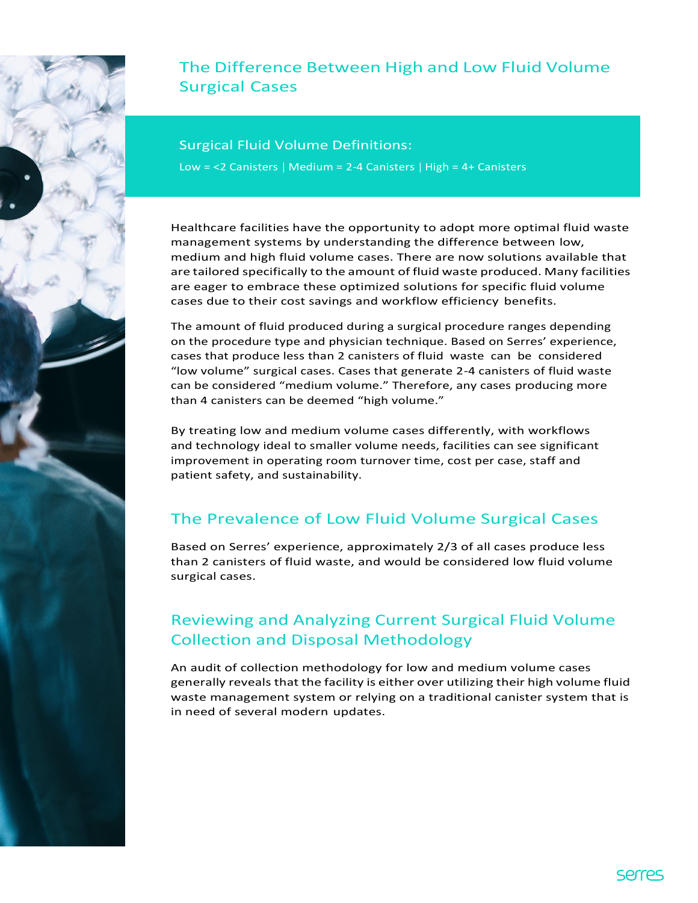# The Difference Between High and Low Fluid Volume Surgical Cases

## Surgical Fluid Volume Definitions:

Low = <2 Canisters | Medium = 2-4 Canisters | High = 4+ Canisters

Healthcare facilities have the opportunity to adopt more optimal fluid waste management systems by understanding the difference between low, medium and high fluid volume cases. There are now solutions available that are tailored specifically to the amount of fluid waste produced. Many facilities are eager to embrace these optimized solutions for specific fluid volume cases due to their cost savings and workflow efficiency benefits.

The amount of fluid produced during a surgical procedure ranges depending on the procedure type and physician technique. Based on Serres' experience, cases that produce less than 2 canisters of fluid waste can be considered "low volume" surgical cases. Cases that generate 2-4 canisters of fluid waste can be considered "medium volume." Therefore, any cases producing more than 4 canisters can be deemed "high volume."

By treating low and medium volume cases differently, with workflows and technology ideal to smaller volume needs, facilities can see significant improvement in operating room turnover time, cost per case, staff and patient safety, and sustainability.

## The Prevalence of Low Fluid Volume Surgical Cases

Based on Serres' experience, approximately 2/3 of all cases produce less than 2 canisters of fluid waste, and would be considered low fluid volume surgical cases.

## Reviewing and Analyzing Current Surgical Fluid Volume Collection and Disposal Methodology

An audit of collection methodology for low and medium volume cases generally reveals that the facility is either over utilizing their high volume fluid waste management system or relying on a traditional canister system that is in need of several modern updates.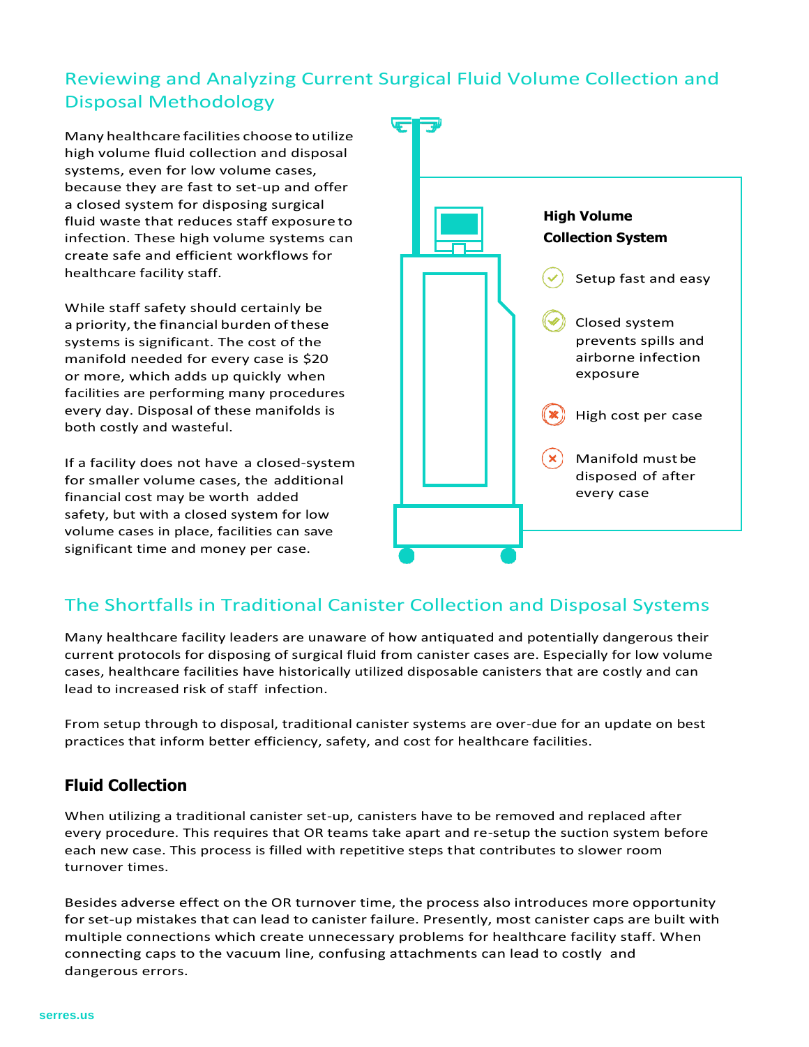## Reviewing and Analyzing Current Surgical Fluid Volume Collection and Disposal Methodology

Many healthcare facilities choose to utilize high volume fluid collection and disposal systems, even for low volume cases, because they are fast to set-up and offer a closed system for disposing surgical fluid waste that reduces staff exposure to infection. These high volume systems can create safe and efficient workflows for healthcare facility staff.

While staff safety should certainly be a priority, the financial burden of these systems is significant. The cost of the manifold needed for every case is $20 or more, which adds up quickly when facilities are performing many procedures every day. Disposal of these manifolds is both costly and wasteful.

If a facility does not have a closed-system for smaller volume cases, the additional financial cost may be worth added safety, but with a closed system for low volume cases in place, facilities can save significant time and money per case.

**High Volume Collection System**

- ✓ Setup fast and easy
- ✓ Closed system prevents spills and airborne infection exposure
- ✗ High cost per case
- ✗ Manifold must be disposed of after every case

## The Shortfalls in Traditional Canister Collection and Disposal Systems

Many healthcare facility leaders are unaware of how antiquated and potentially dangerous their current protocols for disposing of surgical fluid from canister cases are. Especially for low volume cases, healthcare facilities have historically utilized disposable canisters that are costly and can lead to increased risk of staff infection.

From setup through to disposal, traditional canister systems are over-due for an update on best practices that inform better efficiency, safety, and cost for healthcare facilities.

### Fluid Collection

When utilizing a traditional canister set-up, canisters have to be removed and replaced after every procedure. This requires that OR teams take apart and re-setup the suction system before each new case. This process is filled with repetitive steps that contributes to slower room turnover times.

Besides adverse effect on the OR turnover time, the process also introduces more opportunity for set-up mistakes that can lead to canister failure. Presently, most canister caps are built with multiple connections which create unnecessary problems for healthcare facility staff. When connecting caps to the vacuum line, confusing attachments can lead to costly and dangerous errors.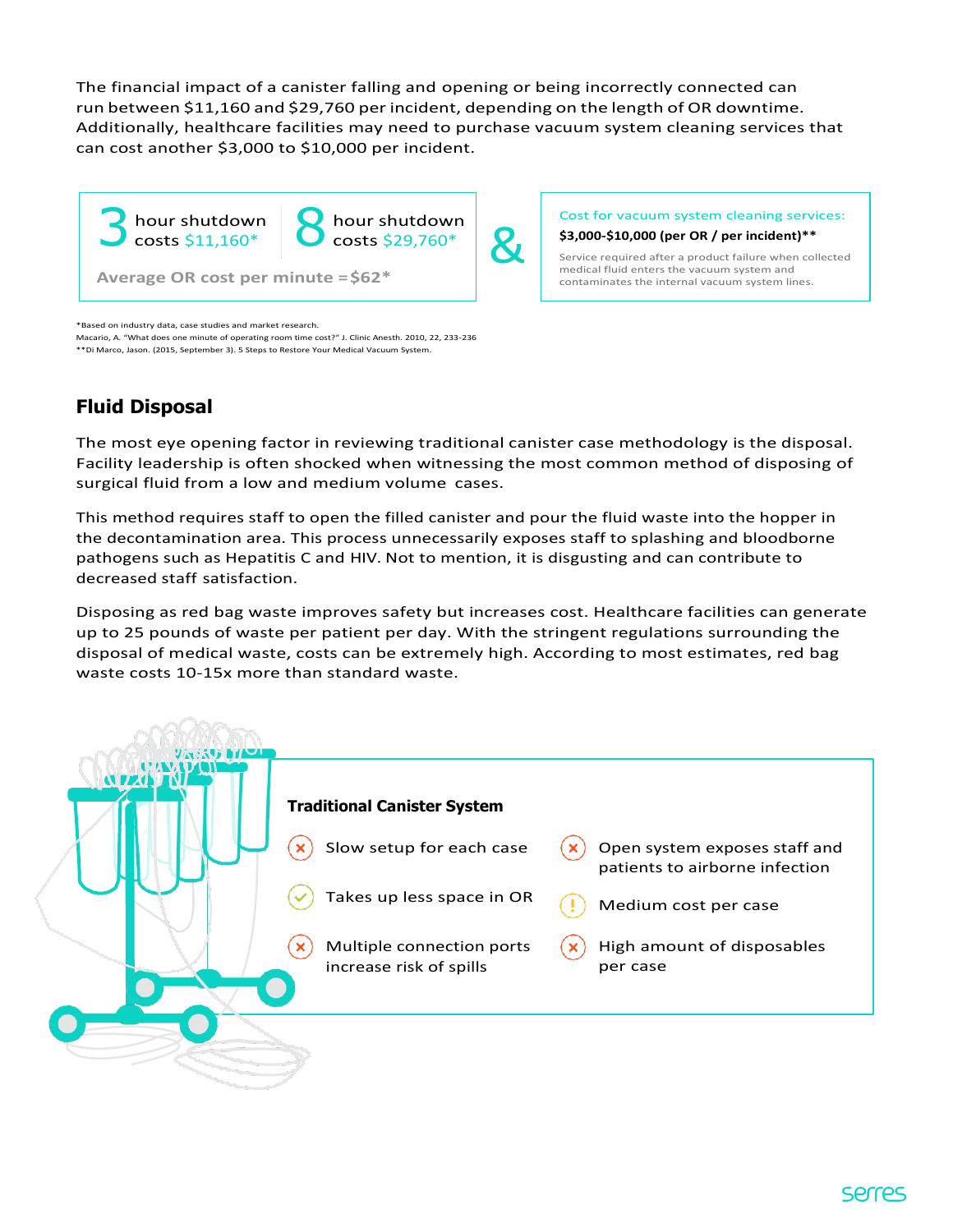The financial impact of a canister falling and opening or being incorrectly connected can run between $11,160 and $29,760 per incident, depending on the length of OR downtime. Additionally, healthcare facilities may need to purchase vacuum system cleaning services that can cost another $3,000 to $10,000 per incident.

**3** hour shutdown costs $11,160*

**8** hour shutdown costs $29,760*

Average OR cost per minute = $62*

**&**

Cost for vacuum system cleaning services:

**$3,000-$10,000 (per OR / per incident)****

Service required after a product failure when collected medical fluid enters the vacuum system and contaminates the internal vacuum system lines.

*Based on industry data, case studies and market research.
Macario, A. "What does one minute of operating room time cost?" J. Clinic Anesth. 2010, 22, 233-236
**Di Marco, Jason. (2015, September 3). 5 Steps to Restore Your Medical Vacuum System.

## Fluid Disposal

The most eye opening factor in reviewing traditional canister case methodology is the disposal. Facility leadership is often shocked when witnessing the most common method of disposing of surgical fluid from a low and medium volume cases.

This method requires staff to open the filled canister and pour the fluid waste into the hopper in the decontamination area. This process unnecessarily exposes staff to splashing and bloodborne pathogens such as Hepatitis C and HIV. Not to mention, it is disgusting and can contribute to decreased staff satisfaction.

Disposing as red bag waste improves safety but increases cost. Healthcare facilities can generate up to 25 pounds of waste per patient per day. With the stringent regulations surrounding the disposal of medical waste, costs can be extremely high. According to most estimates, red bag waste costs 10-15x more than standard waste.

### Traditional Canister System

- ✗ Slow setup for each case
- ✓ Takes up less space in OR
- ✗ Multiple connection ports increase risk of spills
- ✗ Open system exposes staff and patients to airborne infection
- ! Medium cost per case
- ✗ High amount of disposables per case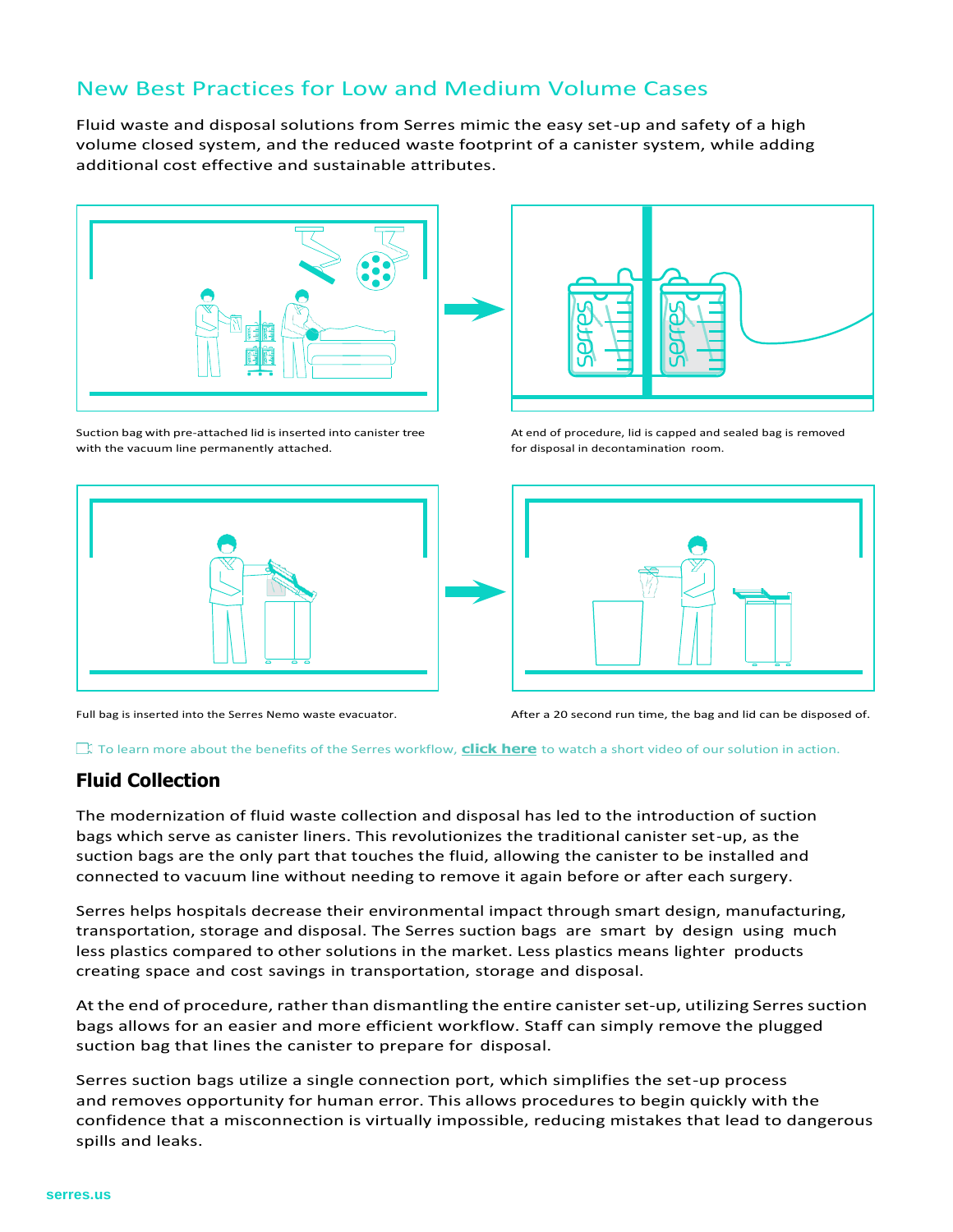## New Best Practices for Low and Medium Volume Cases

Fluid waste and disposal solutions from Serres mimic the easy set-up and safety of a high volume closed system, and the reduced waste footprint of a canister system, while adding additional cost effective and sustainable attributes.

Suction bag with pre-attached lid is inserted into canister tree with the vacuum line permanently attached.

At end of procedure, lid is capped and sealed bag is removed for disposal in decontamination room.

Full bag is inserted into the Serres Nemo waste evacuator.

After a 20 second run time, the bag and lid can be disposed of.

To learn more about the benefits of the Serres workflow, **click here** to watch a short video of our solution in action.

## Fluid Collection

The modernization of fluid waste collection and disposal has led to the introduction of suction bags which serve as canister liners. This revolutionizes the traditional canister set-up, as the suction bags are the only part that touches the fluid, allowing the canister to be installed and connected to vacuum line without needing to remove it again before or after each surgery.

Serres helps hospitals decrease their environmental impact through smart design, manufacturing, transportation, storage and disposal. The Serres suction bags are smart by design using much less plastics compared to other solutions in the market. Less plastics means lighter products creating space and cost savings in transportation, storage and disposal.

At the end of procedure, rather than dismantling the entire canister set-up, utilizing Serres suction bags allows for an easier and more efficient workflow. Staff can simply remove the plugged suction bag that lines the canister to prepare for disposal.

Serres suction bags utilize a single connection port, which simplifies the set-up process and removes opportunity for human error. This allows procedures to begin quickly with the confidence that a misconnection is virtually impossible, reducing mistakes that lead to dangerous spills and leaks.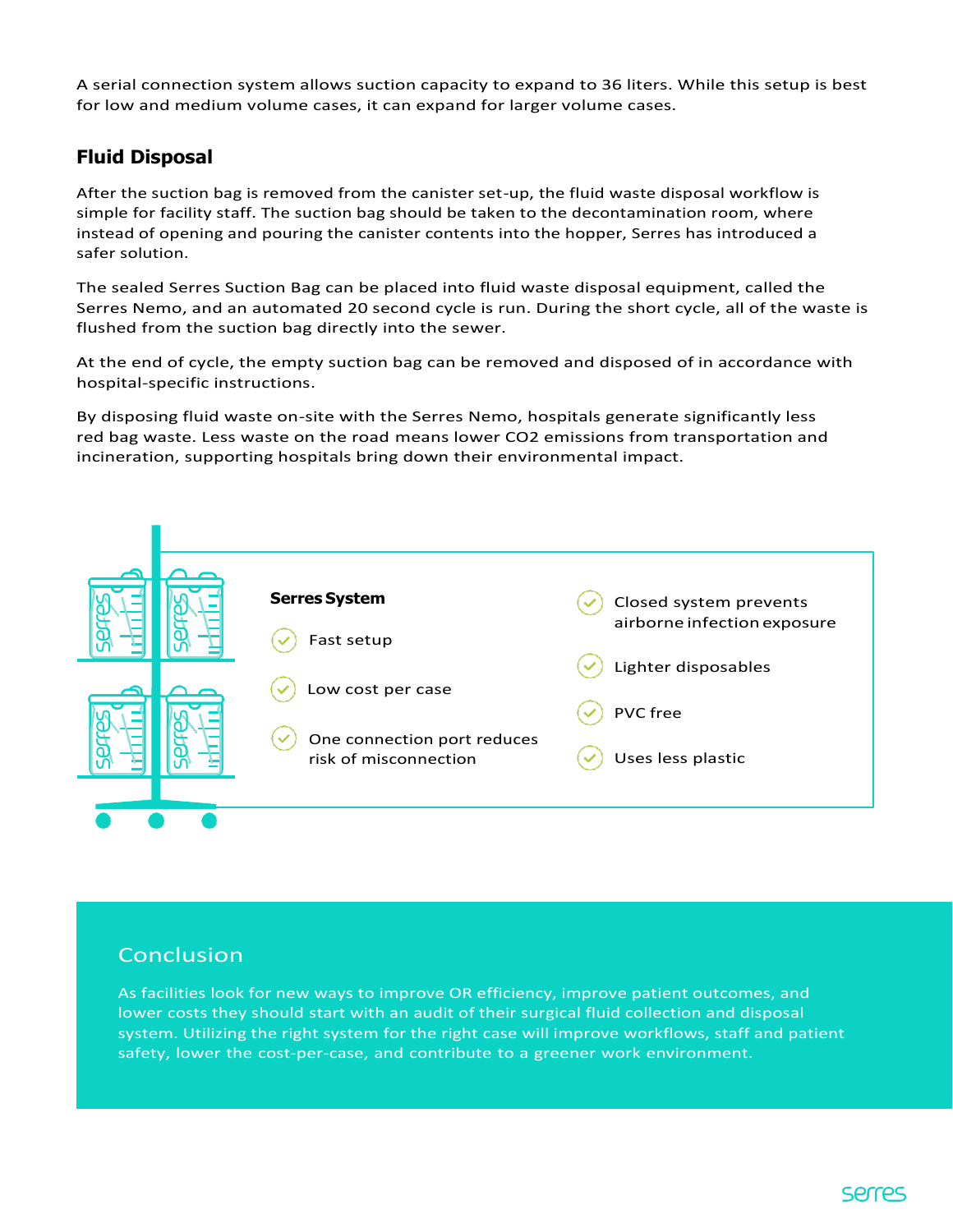A serial connection system allows suction capacity to expand to 36 liters. While this setup is best for low and medium volume cases, it can expand for larger volume cases.

## Fluid Disposal

After the suction bag is removed from the canister set-up, the fluid waste disposal workflow is simple for facility staff. The suction bag should be taken to the decontamination room, where instead of opening and pouring the canister contents into the hopper, Serres has introduced a safer solution.

The sealed Serres Suction Bag can be placed into fluid waste disposal equipment, called the Serres Nemo, and an automated 20 second cycle is run. During the short cycle, all of the waste is flushed from the suction bag directly into the sewer.

At the end of cycle, the empty suction bag can be removed and disposed of in accordance with hospital-specific instructions.

By disposing fluid waste on-site with the Serres Nemo, hospitals generate significantly less red bag waste. Less waste on the road means lower $CO_2$ emissions from transportation and incineration, supporting hospitals bring down their environmental impact.

**Serres System**

- Fast setup
- Low cost per case
- One connection port reduces risk of misconnection
- Closed system prevents airborne infection exposure
- Lighter disposables
- PVC free
- Uses less plastic

## Conclusion

As facilities look for new ways to improve OR efficiency, improve patient outcomes, and lower costs they should start with an audit of their surgical fluid collection and disposal system. Utilizing the right system for the right case will improve workflows, staff and patient safety, lower the cost-per-case, and contribute to a greener work environment.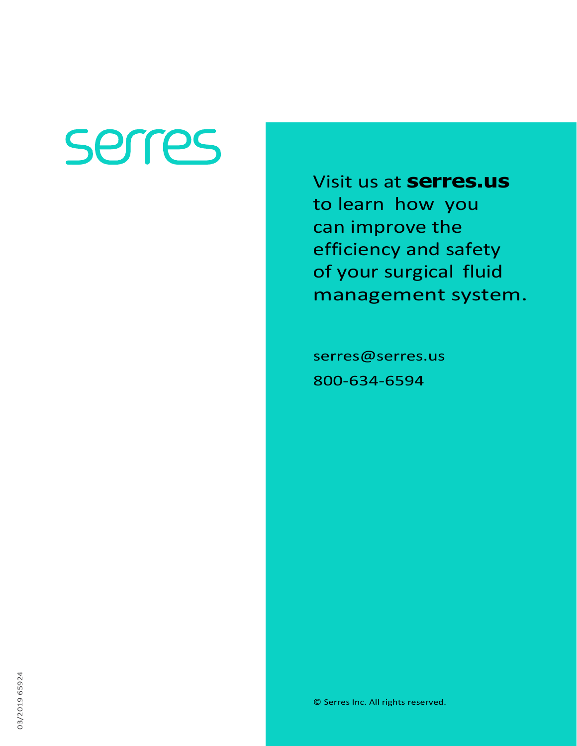serres

Visit us at **serres.us** to learn how you can improve the efficiency and safety of your surgical fluid management system.

serres@serres.us

800-634-6594

© Serres Inc. All rights reserved.

03/2019 65924